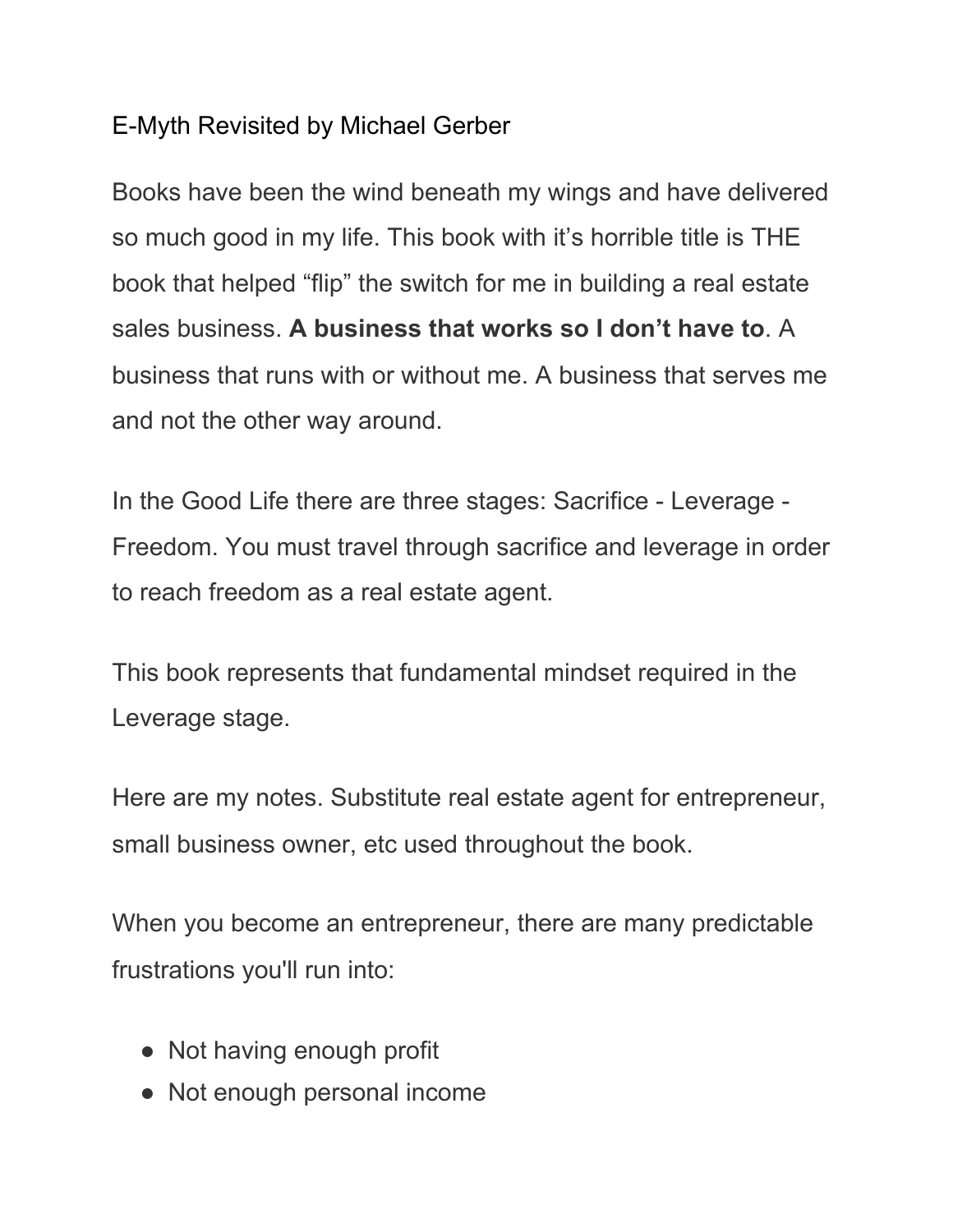# E-Myth Revisited by Michael Gerber

Books have been the wind beneath my wings and have delivered so much good in my life. This book with it's horrible title is THE book that helped "flip" the switch for me in building a real estate sales business. **A business that works so I don't have to**. A business that runs with or without me. A business that serves me and not the other way around.

In the Good Life there are three stages: Sacrifice - Leverage - Freedom. You must travel through sacrifice and leverage in order to reach freedom as a real estate agent.

This book represents that fundamental mindset required in the Leverage stage.

Here are my notes. Substitute real estate agent for entrepreneur, small business owner, etc used throughout the book.

When you become an entrepreneur, there are many predictable frustrations you'll run into:

- Not having enough profit
- Not enough personal income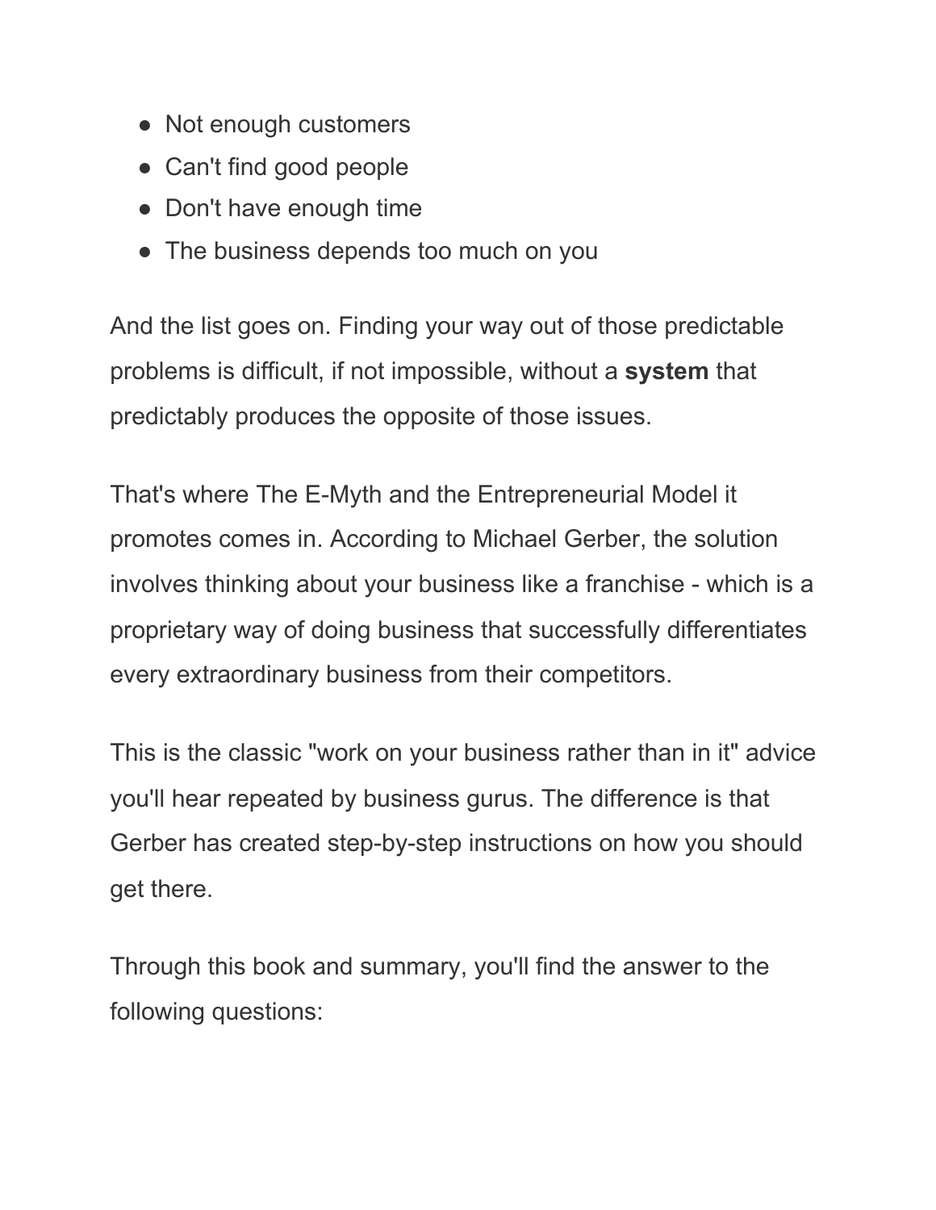- Not enough customers
- Can't find good people
- Don't have enough time
- The business depends too much on you

And the list goes on. Finding your way out of those predictable problems is difficult, if not impossible, without a **system** that predictably produces the opposite of those issues.

That's where The E-Myth and the Entrepreneurial Model it promotes comes in. According to Michael Gerber, the solution involves thinking about your business like a franchise - which is a proprietary way of doing business that successfully differentiates every extraordinary business from their competitors.

This is the classic "work on your business rather than in it" advice you'll hear repeated by business gurus. The difference is that Gerber has created step-by-step instructions on how you should get there.

Through this book and summary, you'll find the answer to the following questions: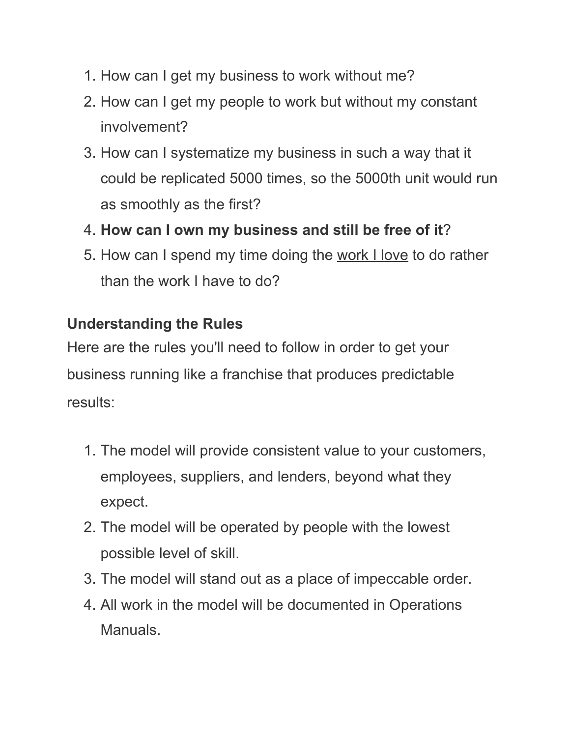1. How can I get my business to work without me?
2. How can I get my people to work but without my constant involvement?
3. How can I systematize my business in such a way that it could be replicated 5000 times, so the 5000th unit would run as smoothly as the first?
4. **How can I own my business and still be free of it**?
5. How can I spend my time doing the work I love to do rather than the work I have to do?

**Understanding the Rules**

Here are the rules you'll need to follow in order to get your business running like a franchise that produces predictable results:

1. The model will provide consistent value to your customers, employees, suppliers, and lenders, beyond what they expect.
2. The model will be operated by people with the lowest possible level of skill.
3. The model will stand out as a place of impeccable order.
4. All work in the model will be documented in Operations Manuals.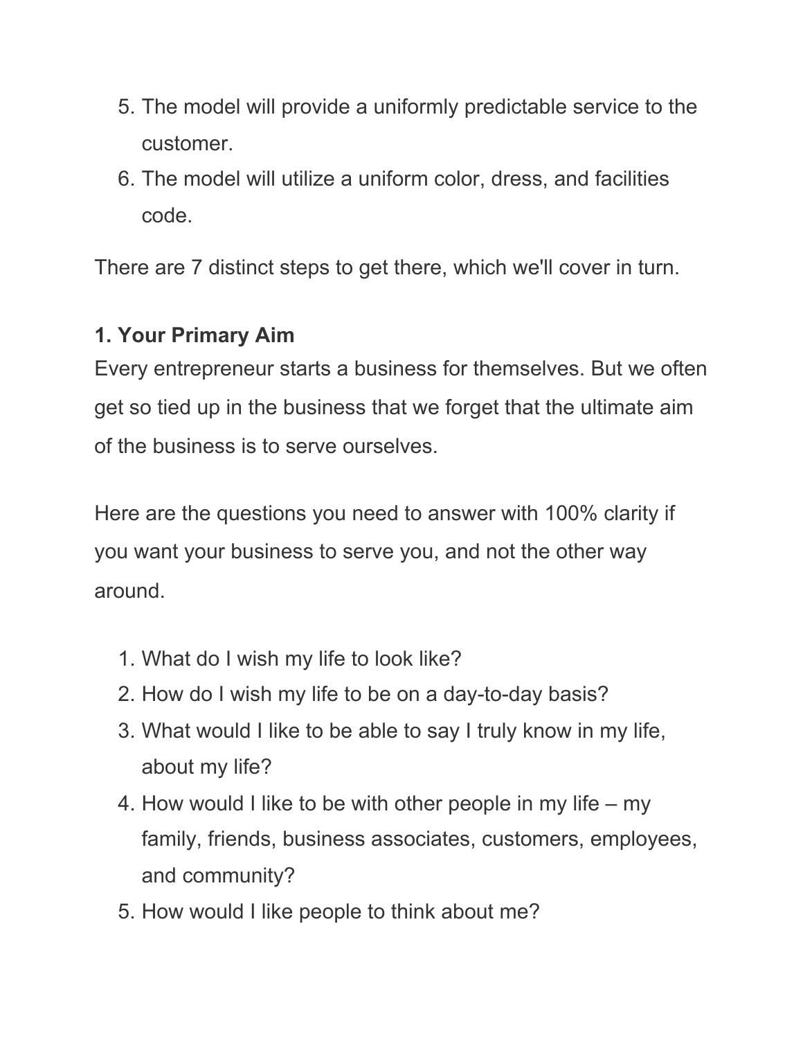5. The model will provide a uniformly predictable service to the customer.
6. The model will utilize a uniform color, dress, and facilities code.

There are 7 distinct steps to get there, which we'll cover in turn.

**1. Your Primary Aim**

Every entrepreneur starts a business for themselves. But we often get so tied up in the business that we forget that the ultimate aim of the business is to serve ourselves.

Here are the questions you need to answer with 100% clarity if you want your business to serve you, and not the other way around.

1. What do I wish my life to look like?
2. How do I wish my life to be on a day-to-day basis?
3. What would I like to be able to say I truly know in my life, about my life?
4. How would I like to be with other people in my life – my family, friends, business associates, customers, employees, and community?
5. How would I like people to think about me?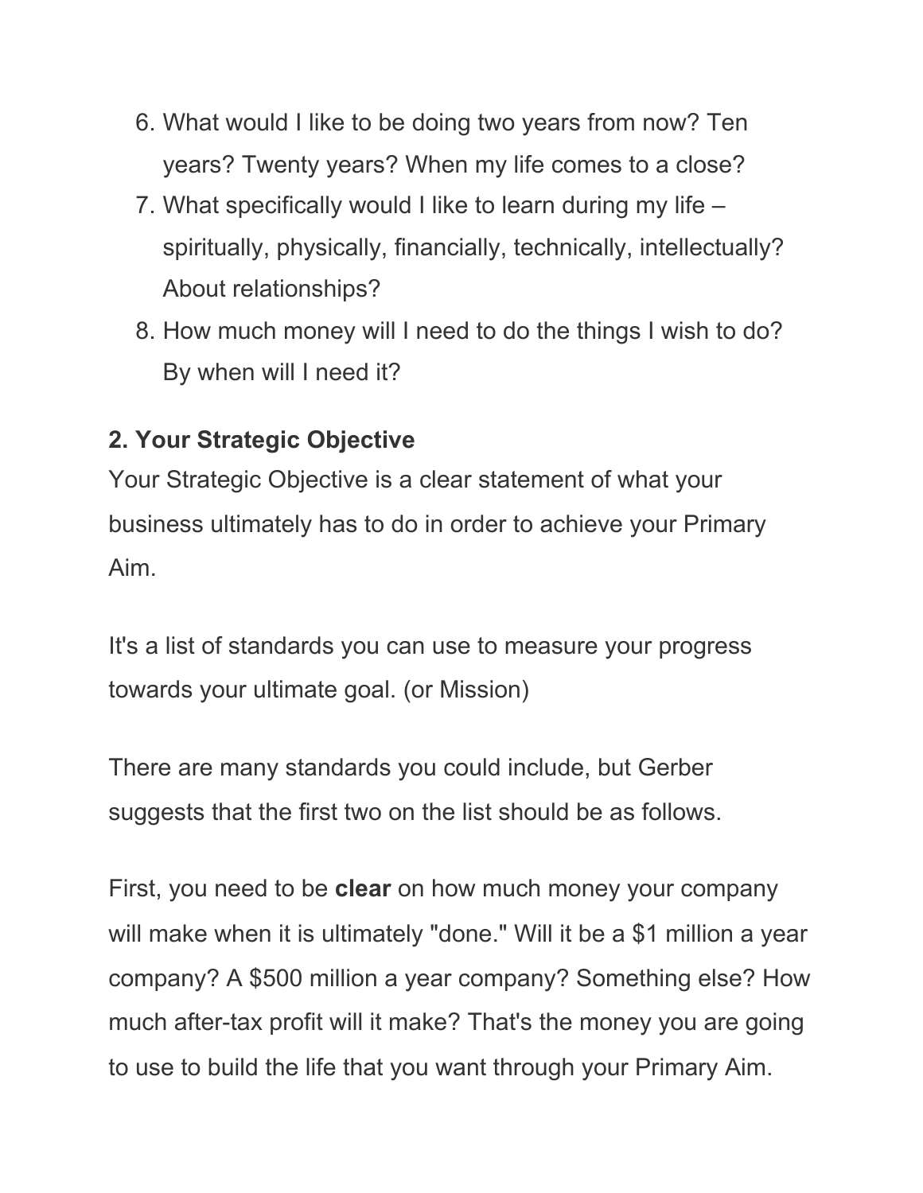6. What would I like to be doing two years from now? Ten years? Twenty years? When my life comes to a close?
7. What specifically would I like to learn during my life – spiritually, physically, financially, technically, intellectually? About relationships?
8. How much money will I need to do the things I wish to do? By when will I need it?

**2. Your Strategic Objective**

Your Strategic Objective is a clear statement of what your business ultimately has to do in order to achieve your Primary Aim.

It's a list of standards you can use to measure your progress towards your ultimate goal. (or Mission)

There are many standards you could include, but Gerber suggests that the first two on the list should be as follows.

First, you need to be **clear** on how much money your company will make when it is ultimately "done." Will it be a $1 million a year company? A $500 million a year company? Something else? How much after-tax profit will it make? That's the money you are going to use to build the life that you want through your Primary Aim.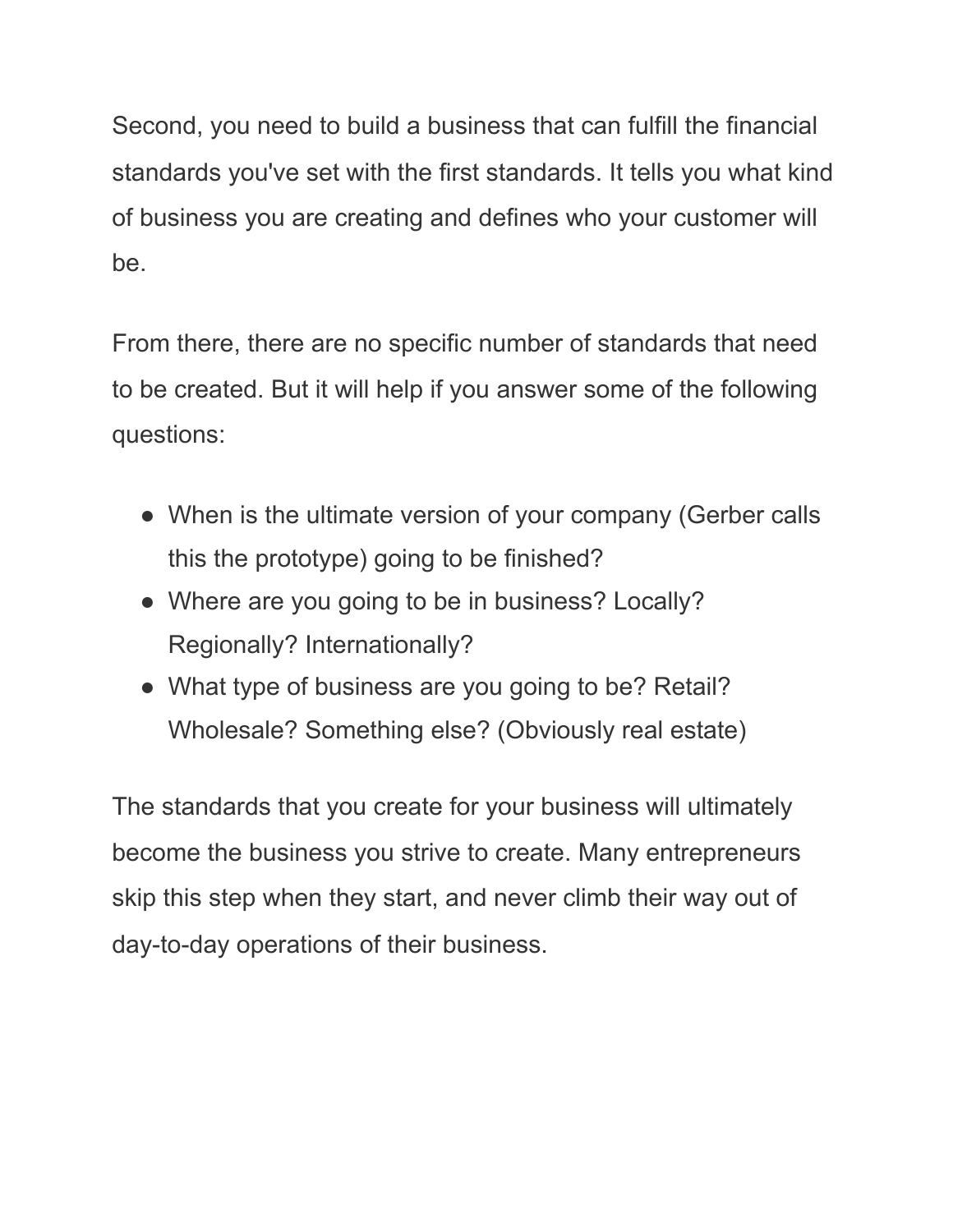Second, you need to build a business that can fulfill the financial standards you've set with the first standards. It tells you what kind of business you are creating and defines who your customer will be.

From there, there are no specific number of standards that need to be created. But it will help if you answer some of the following questions:

- When is the ultimate version of your company (Gerber calls this the prototype) going to be finished?
- Where are you going to be in business? Locally? Regionally? Internationally?
- What type of business are you going to be? Retail? Wholesale? Something else? (Obviously real estate)

The standards that you create for your business will ultimately become the business you strive to create. Many entrepreneurs skip this step when they start, and never climb their way out of day-to-day operations of their business.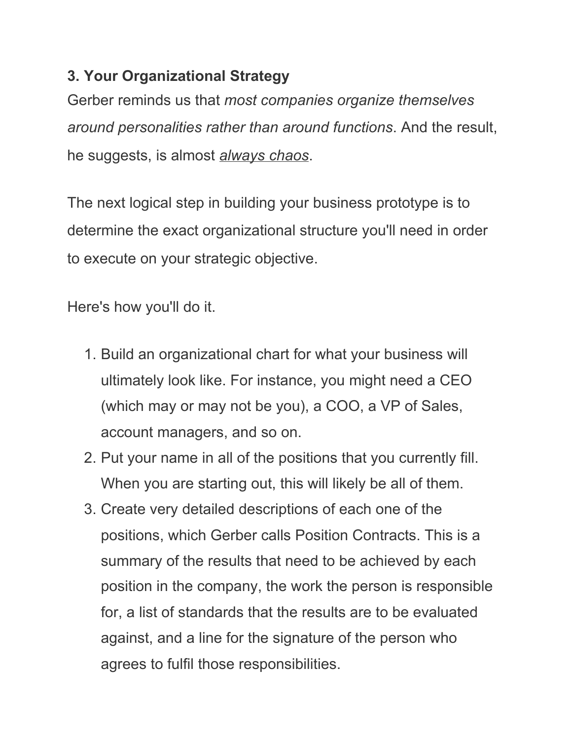**3. Your Organizational Strategy**

Gerber reminds us that *most companies organize themselves around personalities rather than around functions*. And the result, he suggests, is almost *always chaos*.

The next logical step in building your business prototype is to determine the exact organizational structure you'll need in order to execute on your strategic objective.

Here's how you'll do it.

1. Build an organizational chart for what your business will ultimately look like. For instance, you might need a CEO (which may or may not be you), a COO, a VP of Sales, account managers, and so on.
2. Put your name in all of the positions that you currently fill. When you are starting out, this will likely be all of them.
3. Create very detailed descriptions of each one of the positions, which Gerber calls Position Contracts. This is a summary of the results that need to be achieved by each position in the company, the work the person is responsible for, a list of standards that the results are to be evaluated against, and a line for the signature of the person who agrees to fulfil those responsibilities.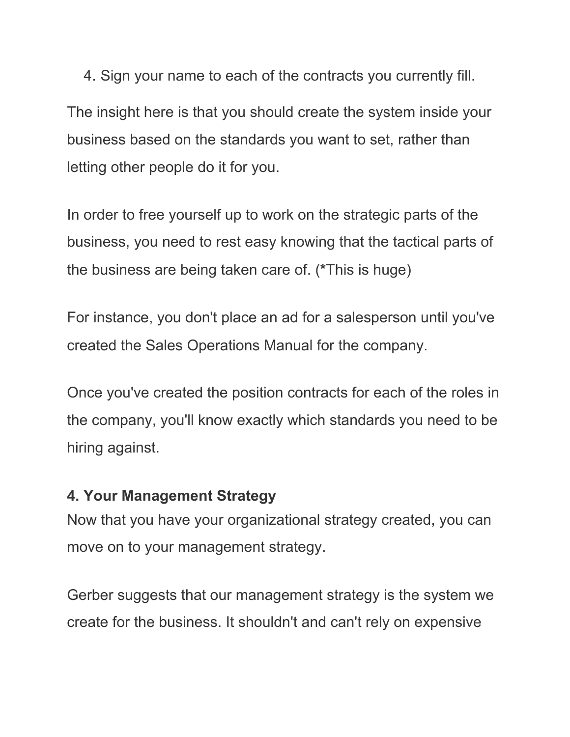4. Sign your name to each of the contracts you currently fill.

The insight here is that you should create the system inside your business based on the standards you want to set, rather than letting other people do it for you.

In order to free yourself up to work on the strategic parts of the business, you need to rest easy knowing that the tactical parts of the business are being taken care of. (*This is huge)

For instance, you don't place an ad for a salesperson until you've created the Sales Operations Manual for the company.

Once you've created the position contracts for each of the roles in the company, you'll know exactly which standards you need to be hiring against.

**4. Your Management Strategy**

Now that you have your organizational strategy created, you can move on to your management strategy.

Gerber suggests that our management strategy is the system we create for the business. It shouldn't and can't rely on expensive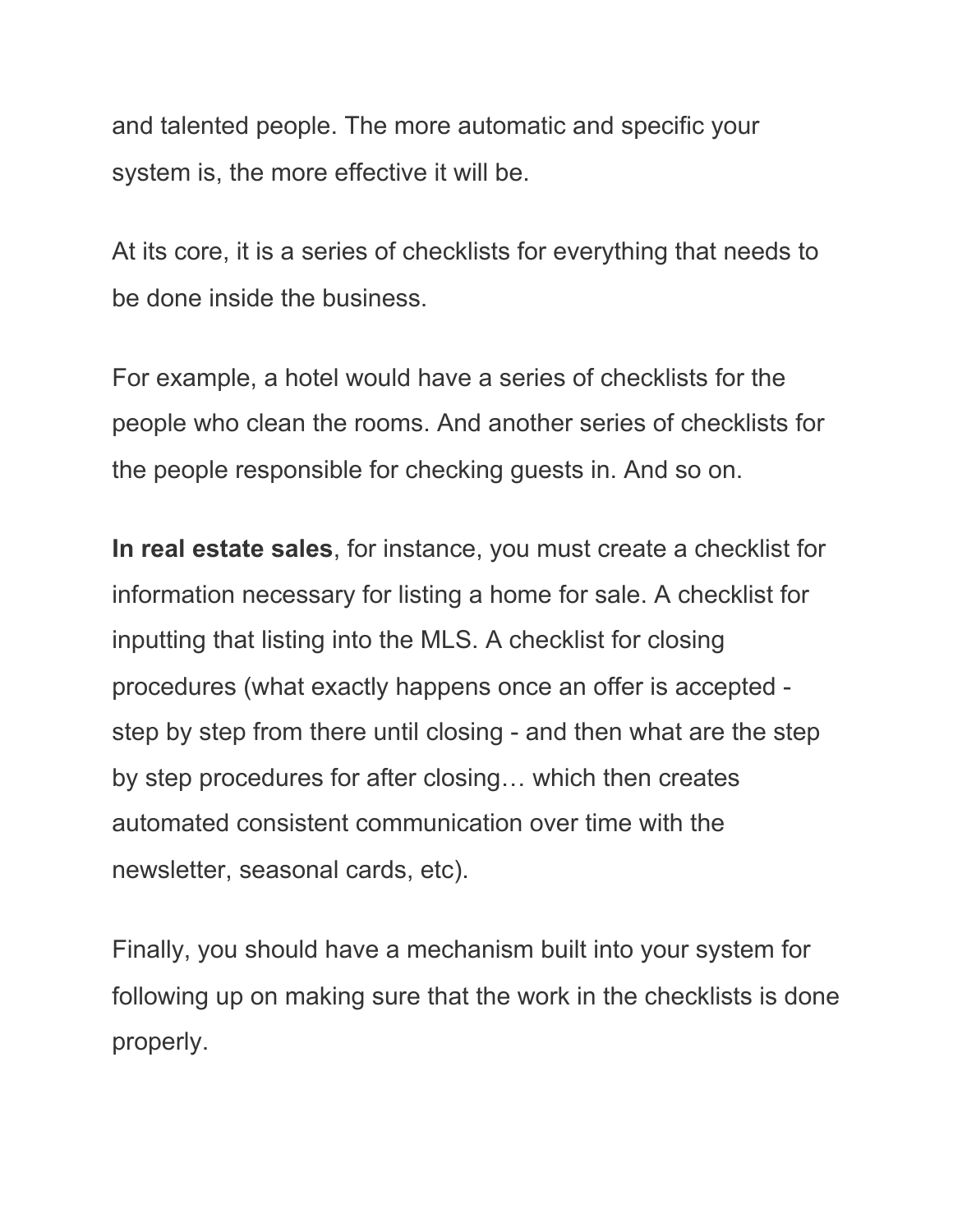and talented people. The more automatic and specific your system is, the more effective it will be.

At its core, it is a series of checklists for everything that needs to be done inside the business.

For example, a hotel would have a series of checklists for the people who clean the rooms. And another series of checklists for the people responsible for checking guests in. And so on.

**In real estate sales**, for instance, you must create a checklist for information necessary for listing a home for sale. A checklist for inputting that listing into the MLS. A checklist for closing procedures (what exactly happens once an offer is accepted - step by step from there until closing - and then what are the step by step procedures for after closing… which then creates automated consistent communication over time with the newsletter, seasonal cards, etc).

Finally, you should have a mechanism built into your system for following up on making sure that the work in the checklists is done properly.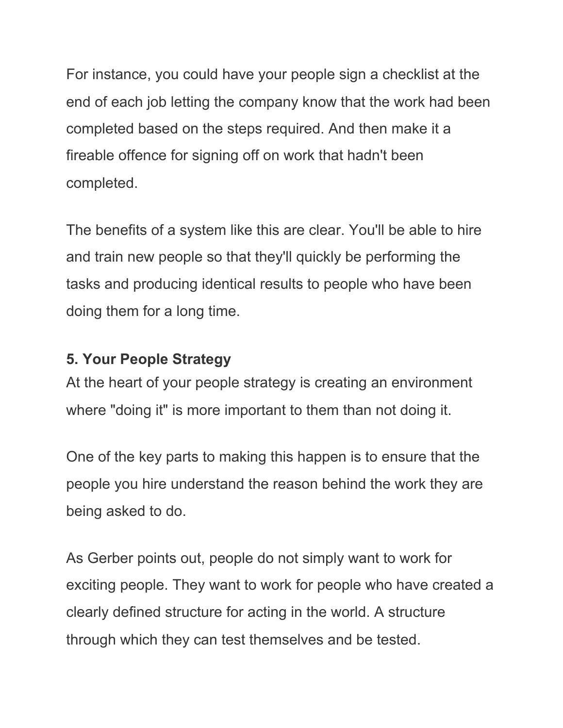For instance, you could have your people sign a checklist at the end of each job letting the company know that the work had been completed based on the steps required. And then make it a fireable offence for signing off on work that hadn't been completed.

The benefits of a system like this are clear. You'll be able to hire and train new people so that they'll quickly be performing the tasks and producing identical results to people who have been doing them for a long time.

### 5. Your People Strategy

At the heart of your people strategy is creating an environment where "doing it" is more important to them than not doing it.

One of the key parts to making this happen is to ensure that the people you hire understand the reason behind the work they are being asked to do.

As Gerber points out, people do not simply want to work for exciting people. They want to work for people who have created a clearly defined structure for acting in the world. A structure through which they can test themselves and be tested.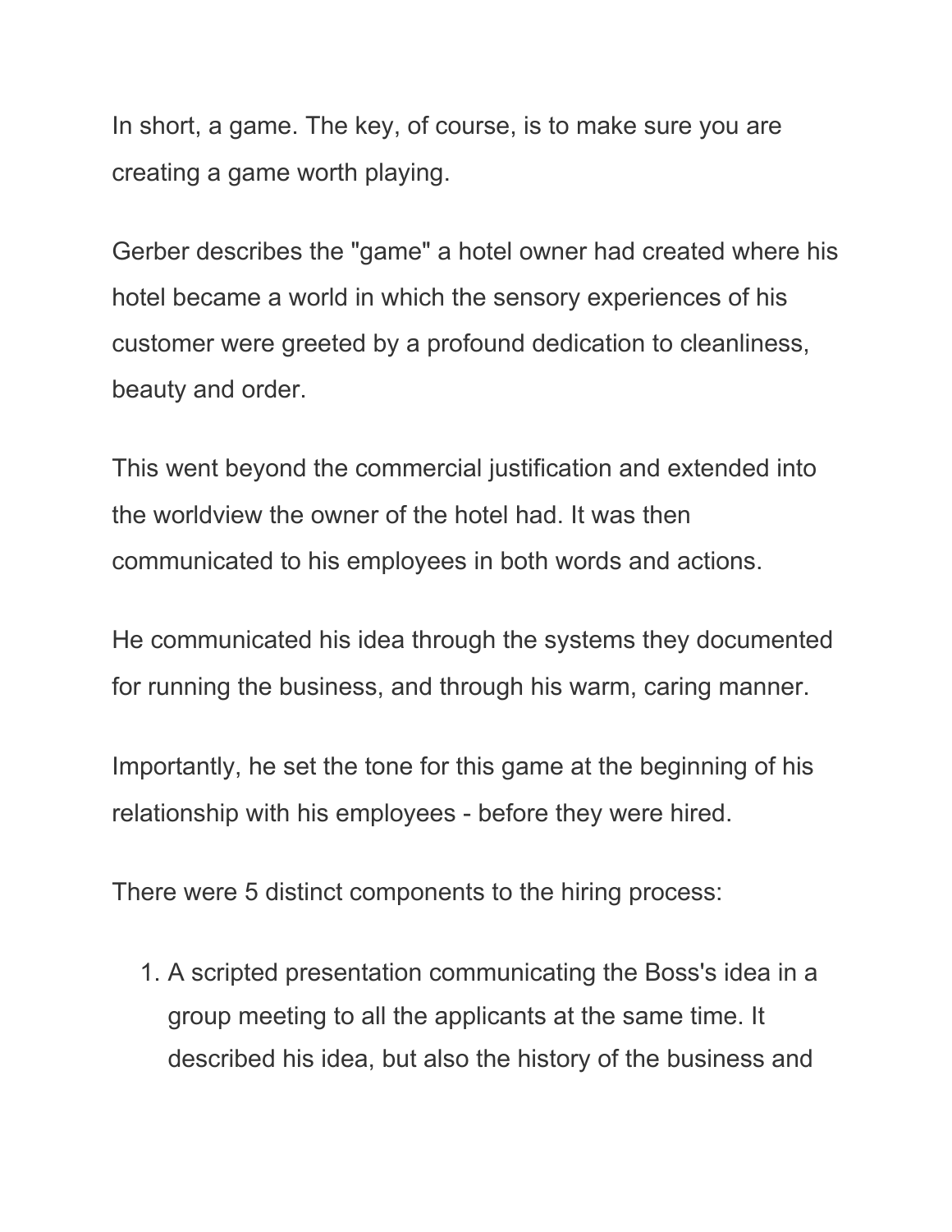In short, a game. The key, of course, is to make sure you are creating a game worth playing.

Gerber describes the "game" a hotel owner had created where his hotel became a world in which the sensory experiences of his customer were greeted by a profound dedication to cleanliness, beauty and order.

This went beyond the commercial justification and extended into the worldview the owner of the hotel had. It was then communicated to his employees in both words and actions.

He communicated his idea through the systems they documented for running the business, and through his warm, caring manner.

Importantly, he set the tone for this game at the beginning of his relationship with his employees - before they were hired.

There were 5 distinct components to the hiring process:

1. A scripted presentation communicating the Boss's idea in a group meeting to all the applicants at the same time. It described his idea, but also the history of the business and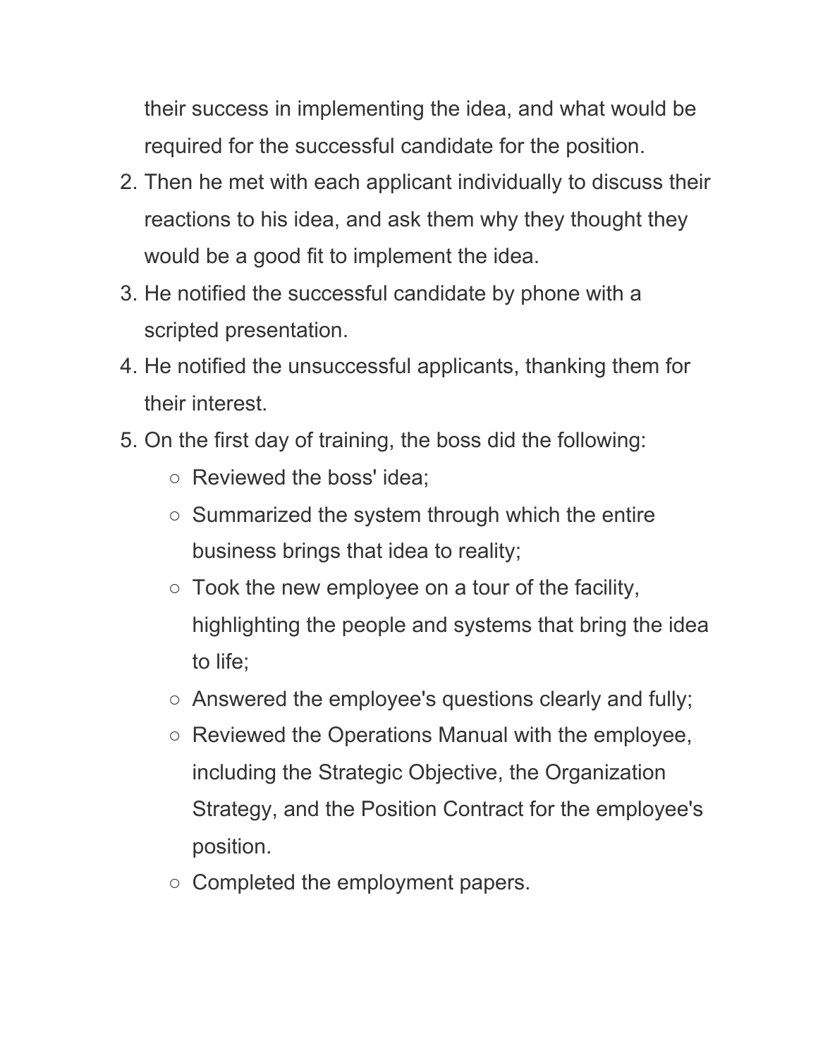their success in implementing the idea, and what would be required for the successful candidate for the position.

2. Then he met with each applicant individually to discuss their reactions to his idea, and ask them why they thought they would be a good fit to implement the idea.
3. He notified the successful candidate by phone with a scripted presentation.
4. He notified the unsuccessful applicants, thanking them for their interest.
5. On the first day of training, the boss did the following:
    - Reviewed the boss' idea;
    - Summarized the system through which the entire business brings that idea to reality;
    - Took the new employee on a tour of the facility, highlighting the people and systems that bring the idea to life;
    - Answered the employee's questions clearly and fully;
    - Reviewed the Operations Manual with the employee, including the Strategic Objective, the Organization Strategy, and the Position Contract for the employee's position.
    - Completed the employment papers.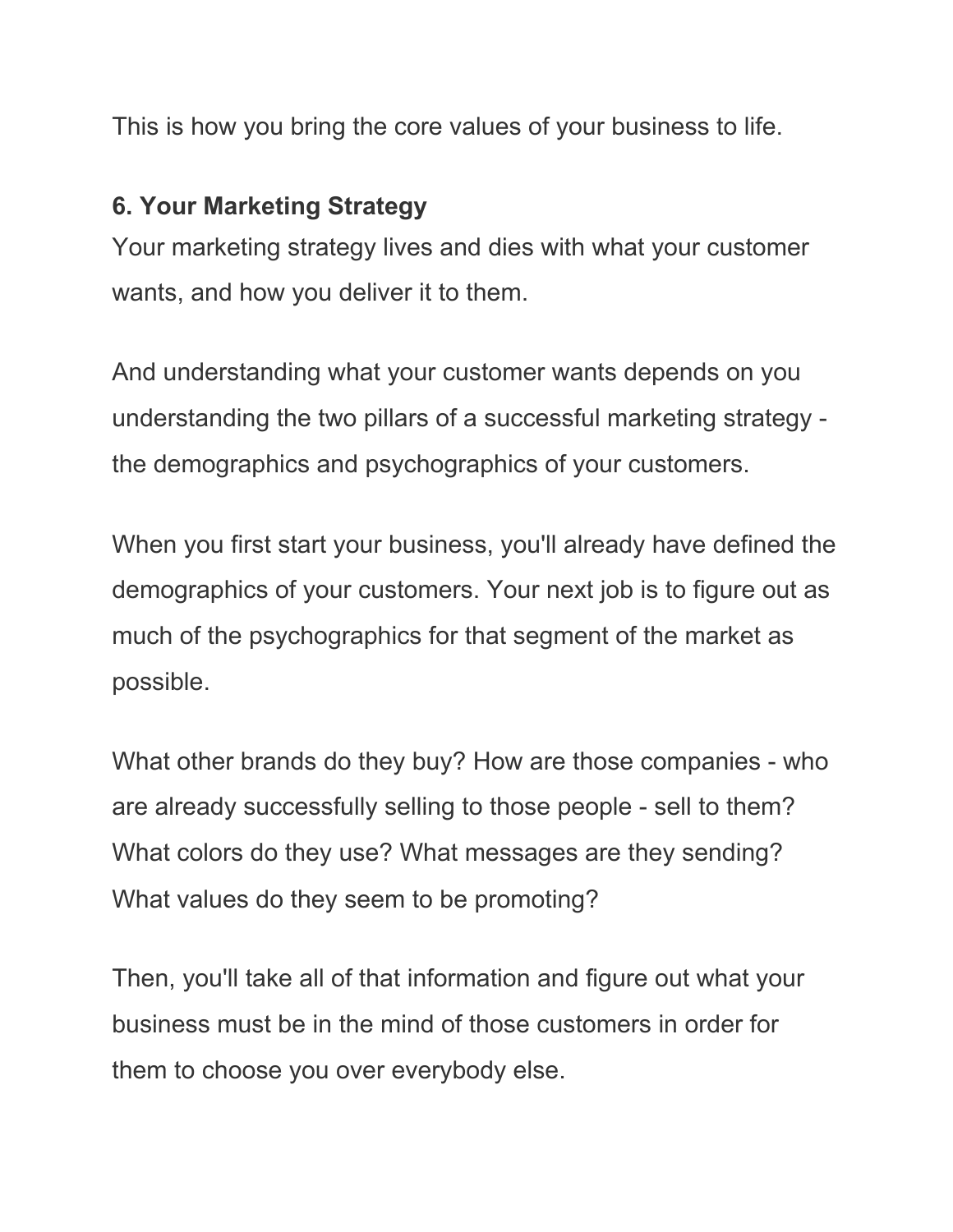This is how you bring the core values of your business to life.

**6. Your Marketing Strategy**

Your marketing strategy lives and dies with what your customer wants, and how you deliver it to them.

And understanding what your customer wants depends on you understanding the two pillars of a successful marketing strategy - the demographics and psychographics of your customers.

When you first start your business, you'll already have defined the demographics of your customers. Your next job is to figure out as much of the psychographics for that segment of the market as possible.

What other brands do they buy? How are those companies - who are already successfully selling to those people - sell to them? What colors do they use? What messages are they sending? What values do they seem to be promoting?

Then, you'll take all of that information and figure out what your business must be in the mind of those customers in order for them to choose you over everybody else.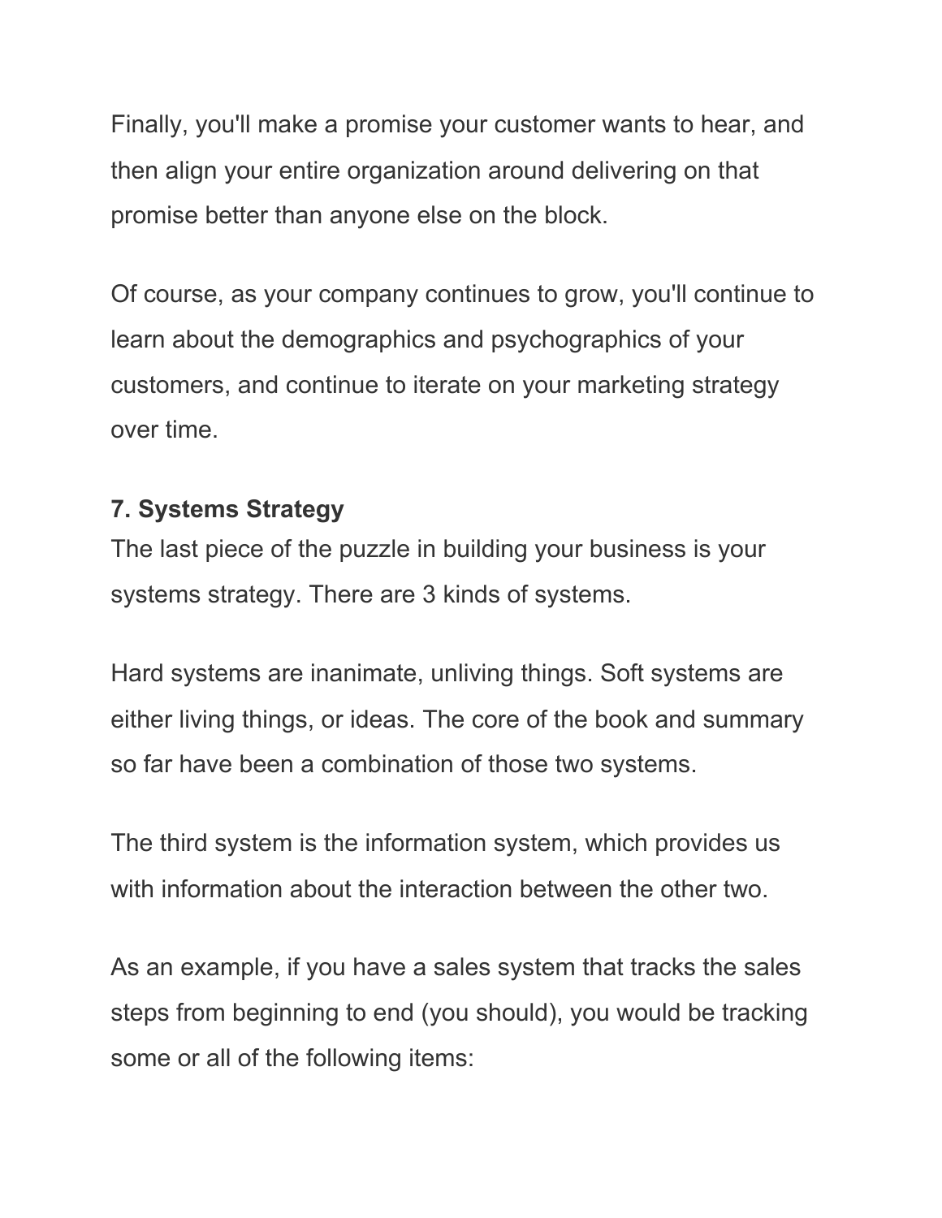Finally, you'll make a promise your customer wants to hear, and then align your entire organization around delivering on that promise better than anyone else on the block.

Of course, as your company continues to grow, you'll continue to learn about the demographics and psychographics of your customers, and continue to iterate on your marketing strategy over time.

### 7. Systems Strategy

The last piece of the puzzle in building your business is your systems strategy. There are 3 kinds of systems.

Hard systems are inanimate, unliving things. Soft systems are either living things, or ideas. The core of the book and summary so far have been a combination of those two systems.

The third system is the information system, which provides us with information about the interaction between the other two.

As an example, if you have a sales system that tracks the sales steps from beginning to end (you should), you would be tracking some or all of the following items: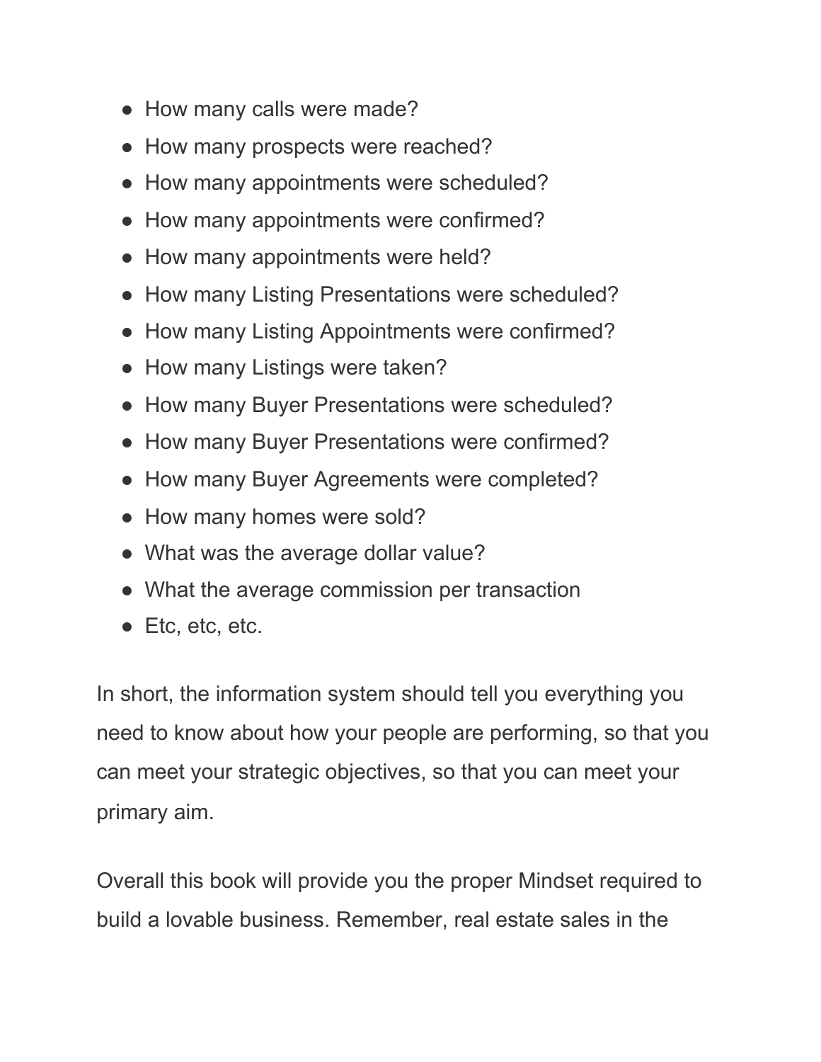- How many calls were made?
- How many prospects were reached?
- How many appointments were scheduled?
- How many appointments were confirmed?
- How many appointments were held?
- How many Listing Presentations were scheduled?
- How many Listing Appointments were confirmed?
- How many Listings were taken?
- How many Buyer Presentations were scheduled?
- How many Buyer Presentations were confirmed?
- How many Buyer Agreements were completed?
- How many homes were sold?
- What was the average dollar value?
- What the average commission per transaction
- Etc, etc, etc.

In short, the information system should tell you everything you need to know about how your people are performing, so that you can meet your strategic objectives, so that you can meet your primary aim.

Overall this book will provide you the proper Mindset required to build a lovable business. Remember, real estate sales in the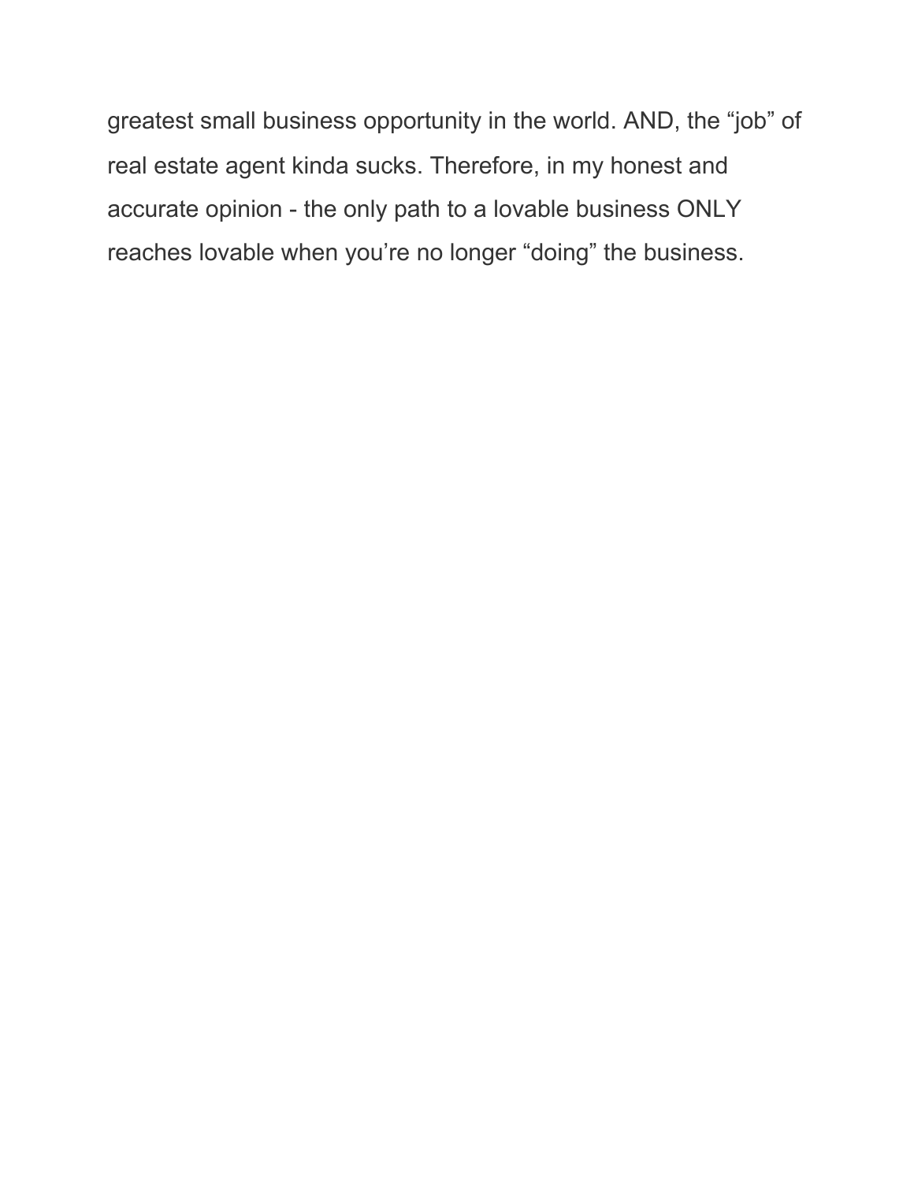greatest small business opportunity in the world. AND, the “job” of real estate agent kinda sucks. Therefore, in my honest and accurate opinion - the only path to a lovable business ONLY reaches lovable when you’re no longer “doing” the business.